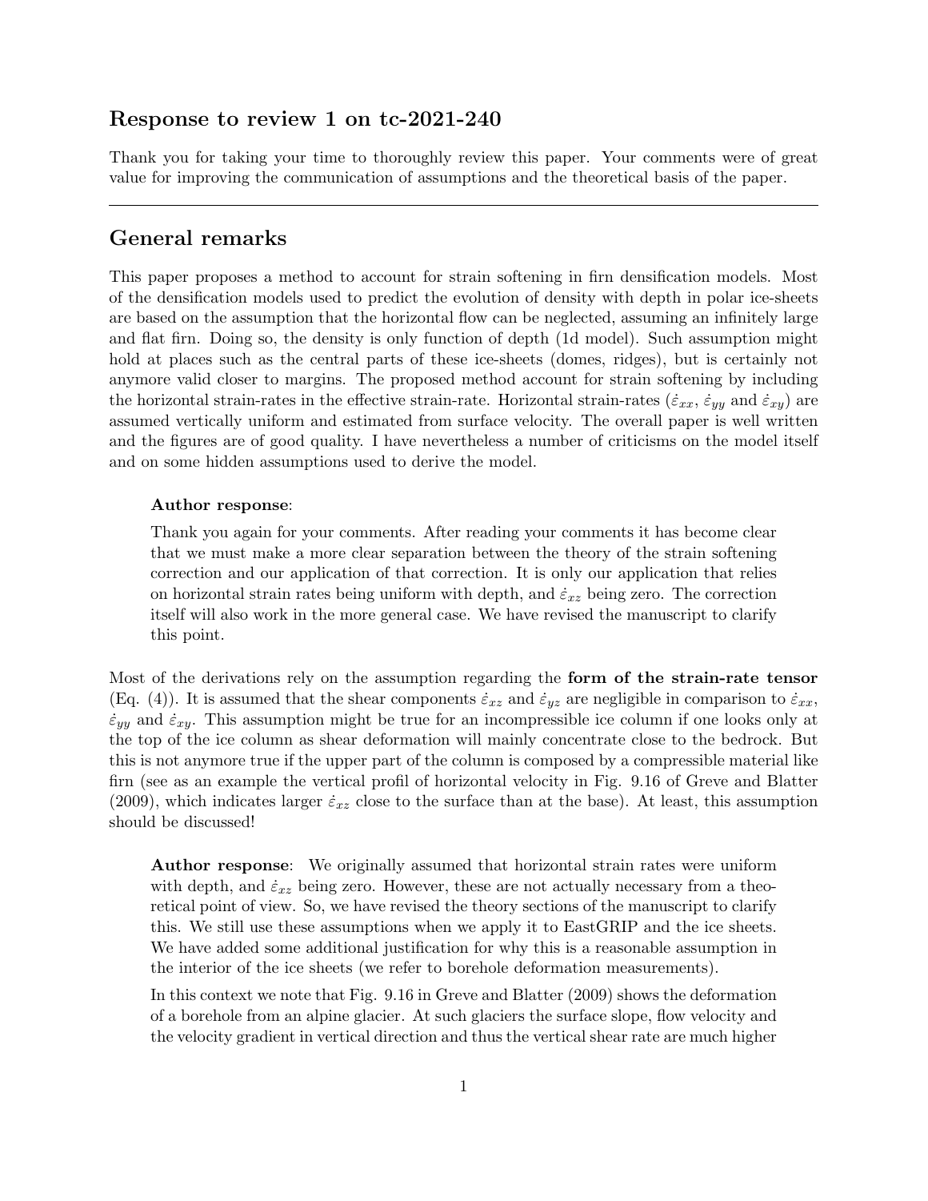## Response to review 1 on tc-2021-240

Thank you for taking your time to thoroughly review this paper. Your comments were of great value for improving the communication of assumptions and the theoretical basis of the paper.

---

## General remarks

This paper proposes a method to account for strain softening in firn densification models. Most of the densification models used to predict the evolution of density with depth in polar ice-sheets are based on the assumption that the horizontal flow can be neglected, assuming an infinitely large and flat firn. Doing so, the density is only function of depth (1d model). Such assumption might hold at places such as the central parts of these ice-sheets (domes, ridges), but is certainly not anymore valid closer to margins. The proposed method account for strain softening by including the horizontal strain-rates in the effective strain-rate. Horizontal strain-rates ($\dot{\varepsilon}_{xx}$, $\dot{\varepsilon}_{yy}$ and $\dot{\varepsilon}_{xy}$) are assumed vertically uniform and estimated from surface velocity. The overall paper is well written and the figures are of good quality. I have nevertheless a number of criticisms on the model itself and on some hidden assumptions used to derive the model.

> **Author response**:
>
> Thank you again for your comments. After reading your comments it has become clear that we must make a more clear separation between the theory of the strain softening correction and our application of that correction. It is only our application that relies on horizontal strain rates being uniform with depth, and $\dot{\varepsilon}_{xz}$ being zero. The correction itself will also work in the more general case. We have revised the manuscript to clarify this point.

Most of the derivations rely on the assumption regarding the **form of the strain-rate tensor** (Eq. (4)). It is assumed that the shear components $\dot{\varepsilon}_{xz}$ and $\dot{\varepsilon}_{yz}$ are negligible in comparison to $\dot{\varepsilon}_{xx}$, $\dot{\varepsilon}_{yy}$ and $\dot{\varepsilon}_{xy}$. This assumption might be true for an incompressible ice column if one looks only at the top of the ice column as shear deformation will mainly concentrate close to the bedrock. But this is not anymore true if the upper part of the column is composed by a compressible material like firn (see as an example the vertical profil of horizontal velocity in Fig. 9.16 of Greve and Blatter (2009), which indicates larger $\dot{\varepsilon}_{xz}$ close to the surface than at the base). At least, this assumption should be discussed!

> **Author response**: We originally assumed that horizontal strain rates were uniform with depth, and $\dot{\varepsilon}_{xz}$ being zero. However, these are not actually necessary from a theoretical point of view. So, we have revised the theory sections of the manuscript to clarify this. We still use these assumptions when we apply it to EastGRIP and the ice sheets. We have added some additional justification for why this is a reasonable assumption in the interior of the ice sheets (we refer to borehole deformation measurements).
>
> In this context we note that Fig. 9.16 in Greve and Blatter (2009) shows the deformation of a borehole from an alpine glacier. At such glaciers the surface slope, flow velocity and the velocity gradient in vertical direction and thus the vertical shear rate are much higher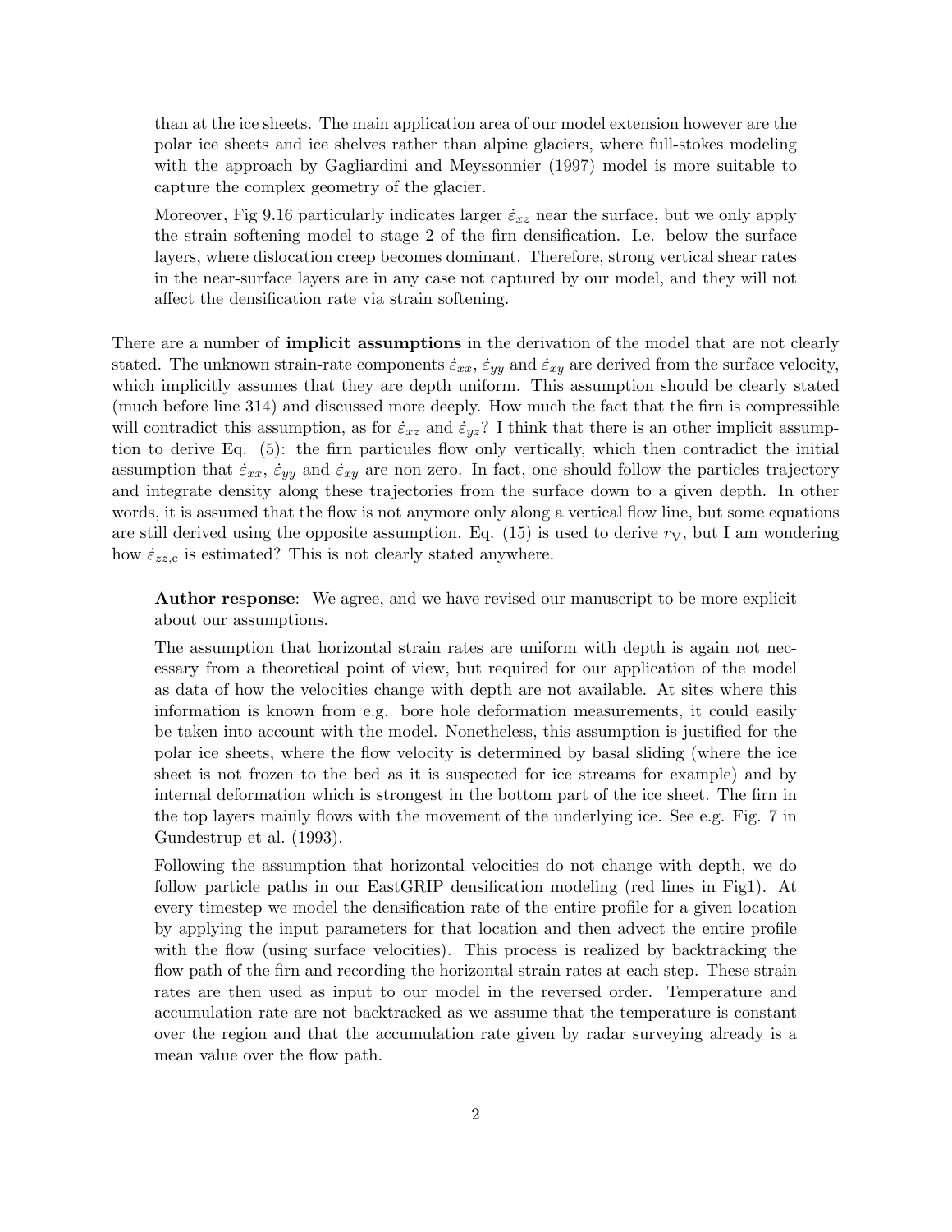than at the ice sheets. The main application area of our model extension however are the polar ice sheets and ice shelves rather than alpine glaciers, where full-stokes modeling with the approach by Gagliardini and Meyssonnier (1997) model is more suitable to capture the complex geometry of the glacier.

Moreover, Fig 9.16 particularly indicates larger $\dot{\varepsilon}_{xz}$ near the surface, but we only apply the strain softening model to stage 2 of the firn densification. I.e. below the surface layers, where dislocation creep becomes dominant. Therefore, strong vertical shear rates in the near-surface layers are in any case not captured by our model, and they will not affect the densification rate via strain softening.

There are a number of **implicit assumptions** in the derivation of the model that are not clearly stated. The unknown strain-rate components $\dot{\varepsilon}_{xx}$, $\dot{\varepsilon}_{yy}$ and $\dot{\varepsilon}_{xy}$ are derived from the surface velocity, which implicitly assumes that they are depth uniform. This assumption should be clearly stated (much before line 314) and discussed more deeply. How much the fact that the firn is compressible will contradict this assumption, as for $\dot{\varepsilon}_{xz}$ and $\dot{\varepsilon}_{yz}$? I think that there is an other implicit assumption to derive Eq. (5): the firn particules flow only vertically, which then contradict the initial assumption that $\dot{\varepsilon}_{xx}$, $\dot{\varepsilon}_{yy}$ and $\dot{\varepsilon}_{xy}$ are non zero. In fact, one should follow the particles trajectory and integrate density along these trajectories from the surface down to a given depth. In other words, it is assumed that the flow is not anymore only along a vertical flow line, but some equations are still derived using the opposite assumption. Eq. (15) is used to derive $r_{\mathrm{V}}$, but I am wondering how $\dot{\varepsilon}_{zz,\mathrm{c}}$ is estimated? This is not clearly stated anywhere.

**Author response**: We agree, and we have revised our manuscript to be more explicit about our assumptions.

The assumption that horizontal strain rates are uniform with depth is again not necessary from a theoretical point of view, but required for our application of the model as data of how the velocities change with depth are not available. At sites where this information is known from e.g. bore hole deformation measurements, it could easily be taken into account with the model. Nonetheless, this assumption is justified for the polar ice sheets, where the flow velocity is determined by basal sliding (where the ice sheet is not frozen to the bed as it is suspected for ice streams for example) and by internal deformation which is strongest in the bottom part of the ice sheet. The firn in the top layers mainly flows with the movement of the underlying ice. See e.g. Fig. 7 in Gundestrup et al. (1993).

Following the assumption that horizontal velocities do not change with depth, we do follow particle paths in our EastGRIP densification modeling (red lines in Fig1). At every timestep we model the densification rate of the entire profile for a given location by applying the input parameters for that location and then advect the entire profile with the flow (using surface velocities). This process is realized by backtracking the flow path of the firn and recording the horizontal strain rates at each step. These strain rates are then used as input to our model in the reversed order. Temperature and accumulation rate are not backtracked as we assume that the temperature is constant over the region and that the accumulation rate given by radar surveying already is a mean value over the flow path.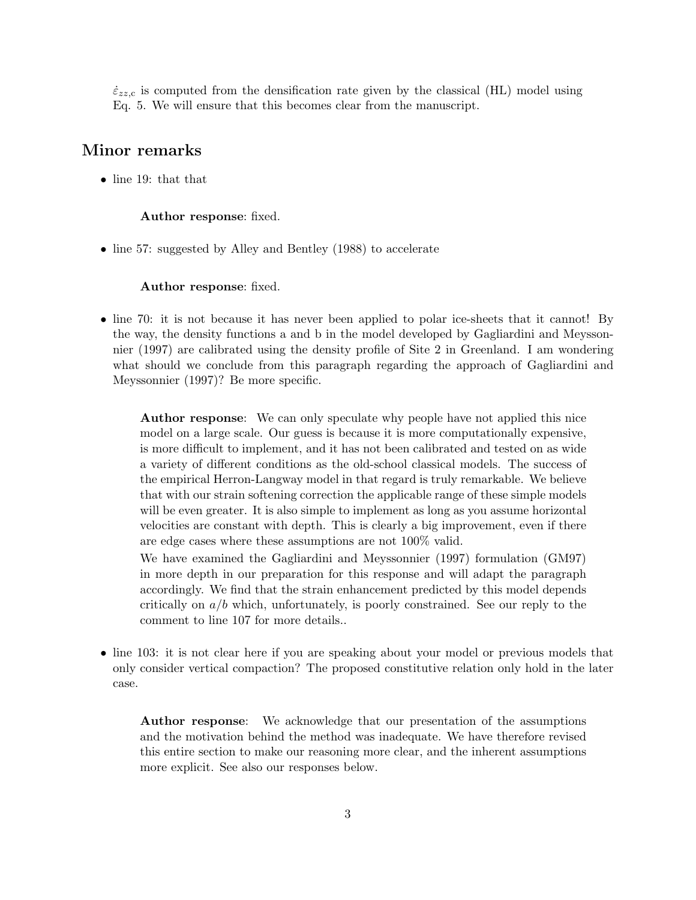$\dot{\varepsilon}_{zz,\mathrm{c}}$ is computed from the densification rate given by the classical (HL) model using Eq. 5. We will ensure that this becomes clear from the manuscript.

## Minor remarks

- line 19: that that

  **Author response**: fixed.

- line 57: suggested by Alley and Bentley (1988) to accelerate

  **Author response**: fixed.

- line 70: it is not because it has never been applied to polar ice-sheets that it cannot! By the way, the density functions a and b in the model developed by Gagliardini and Meyssonnier (1997) are calibrated using the density profile of Site 2 in Greenland. I am wondering what should we conclude from this paragraph regarding the approach of Gagliardini and Meyssonnier (1997)? Be more specific.

  **Author response**: We can only speculate why people have not applied this nice model on a large scale. Our guess is because it is more computationally expensive, is more difficult to implement, and it has not been calibrated and tested on as wide a variety of different conditions as the old-school classical models. The success of the empirical Herron-Langway model in that regard is truly remarkable. We believe that with our strain softening correction the applicable range of these simple models will be even greater. It is also simple to implement as long as you assume horizontal velocities are constant with depth. This is clearly a big improvement, even if there are edge cases where these assumptions are not 100% valid.

  We have examined the Gagliardini and Meyssonnier (1997) formulation (GM97) in more depth in our preparation for this response and will adapt the paragraph accordingly. We find that the strain enhancement predicted by this model depends critically on $a/b$ which, unfortunately, is poorly constrained. See our reply to the comment to line 107 for more details..

- line 103: it is not clear here if you are speaking about your model or previous models that only consider vertical compaction? The proposed constitutive relation only hold in the later case.

  **Author response**: We acknowledge that our presentation of the assumptions and the motivation behind the method was inadequate. We have therefore revised this entire section to make our reasoning more clear, and the inherent assumptions more explicit. See also our responses below.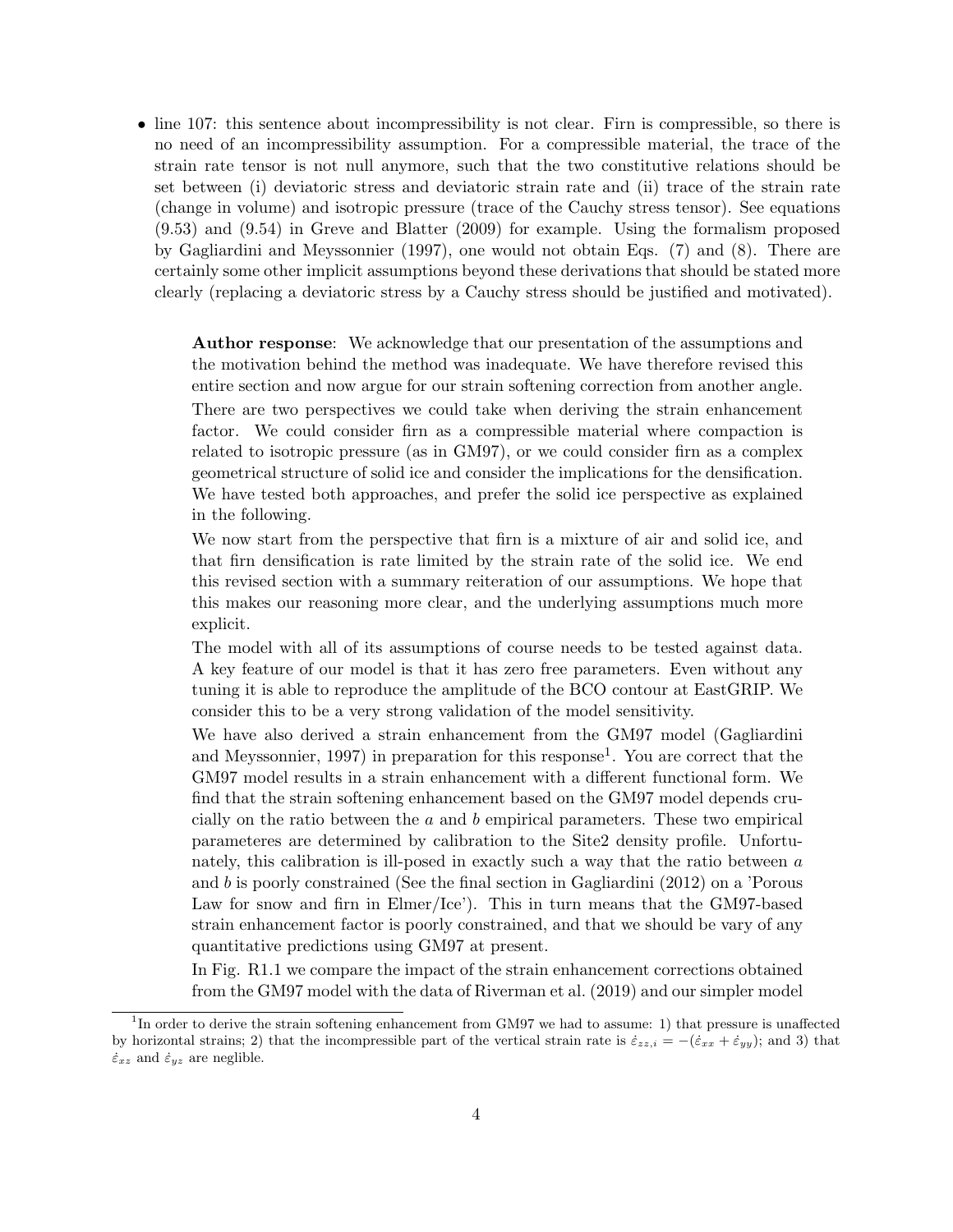- line 107: this sentence about incompressibility is not clear. Firn is compressible, so there is no need of an incompressibility assumption. For a compressible material, the trace of the strain rate tensor is not null anymore, such that the two constitutive relations should be set between (i) deviatoric stress and deviatoric strain rate and (ii) trace of the strain rate (change in volume) and isotropic pressure (trace of the Cauchy stress tensor). See equations (9.53) and (9.54) in Greve and Blatter (2009) for example. Using the formalism proposed by Gagliardini and Meyssonnier (1997), one would not obtain Eqs. (7) and (8). There are certainly some other implicit assumptions beyond these derivations that should be stated more clearly (replacing a deviatoric stress by a Cauchy stress should be justified and motivated).

> **Author response**: We acknowledge that our presentation of the assumptions and the motivation behind the method was inadequate. We have therefore revised this entire section and now argue for our strain softening correction from another angle.
>
> There are two perspectives we could take when deriving the strain enhancement factor. We could consider firn as a compressible material where compaction is related to isotropic pressure (as in GM97), or we could consider firn as a complex geometrical structure of solid ice and consider the implications for the densification. We have tested both approaches, and prefer the solid ice perspective as explained in the following.
>
> We now start from the perspective that firn is a mixture of air and solid ice, and that firn densification is rate limited by the strain rate of the solid ice. We end this revised section with a summary reiteration of our assumptions. We hope that this makes our reasoning more clear, and the underlying assumptions much more explicit.
>
> The model with all of its assumptions of course needs to be tested against data. A key feature of our model is that it has zero free parameters. Even without any tuning it is able to reproduce the amplitude of the BCO contour at EastGRIP. We consider this to be a very strong validation of the model sensitivity.
>
> We have also derived a strain enhancement from the GM97 model (Gagliardini and Meyssonnier, 1997) in preparation for this response[1]. You are correct that the GM97 model results in a strain enhancement with a different functional form. We find that the strain softening enhancement based on the GM97 model depends crucially on the ratio between the $a$ and $b$ empirical parameters. These two empirical parameteres are determined by calibration to the Site2 density profile. Unfortunately, this calibration is ill-posed in exactly such a way that the ratio between $a$ and $b$ is poorly constrained (See the final section in Gagliardini (2012) on a 'Porous Law for snow and firn in Elmer/Ice'). This in turn means that the GM97-based strain enhancement factor is poorly constrained, and that we should be vary of any quantitative predictions using GM97 at present.
>
> In Fig. R1.1 we compare the impact of the strain enhancement corrections obtained from the GM97 model with the data of Riverman et al. (2019) and our simpler model

[1] In order to derive the strain softening enhancement from GM97 we had to assume: 1) that pressure is unaffected by horizontal strains; 2) that the incompressible part of the vertical strain rate is $\dot{\varepsilon}_{zz,i} = -(\dot{\varepsilon}_{xx} + \dot{\varepsilon}_{yy})$; and 3) that $\dot{\varepsilon}_{xz}$ and $\dot{\varepsilon}_{yz}$ are neglible.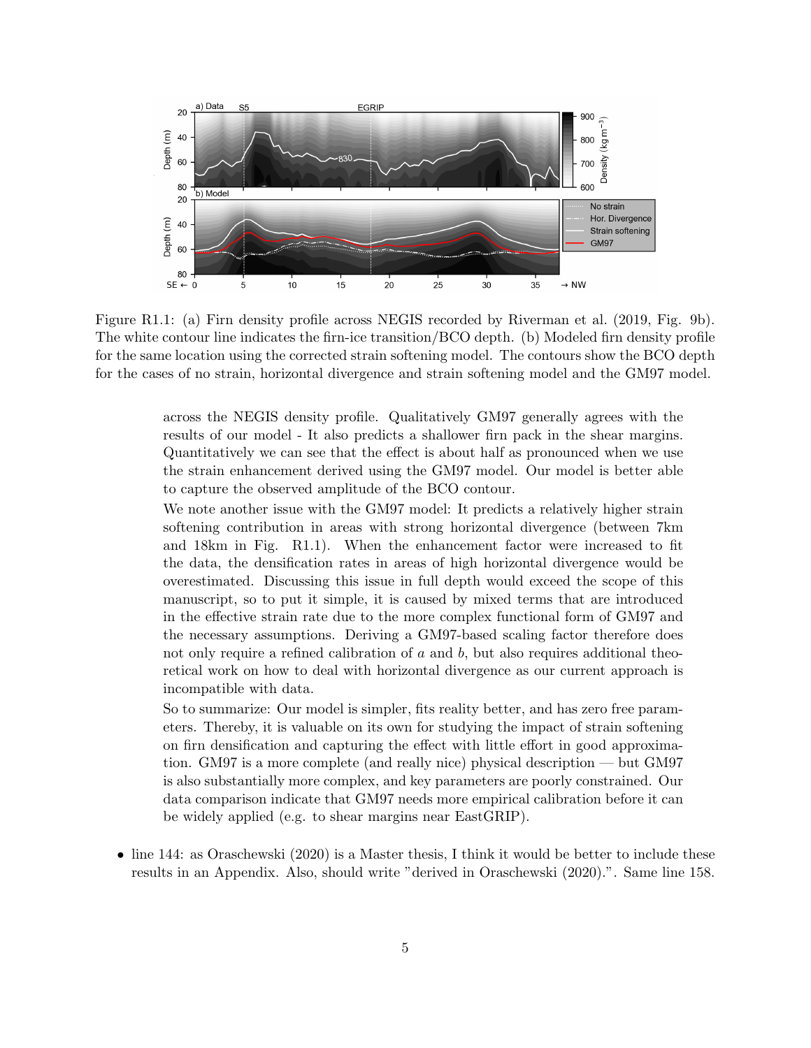Figure R1.1: (a) Firn density profile across NEGIS recorded by Riverman et al. (2019, Fig. 9b). The white contour line indicates the firn-ice transition/BCO depth. (b) Modeled firn density profile for the same location using the corrected strain softening model. The contours show the BCO depth for the cases of no strain, horizontal divergence and strain softening model and the GM97 model.

across the NEGIS density profile. Qualitatively GM97 generally agrees with the results of our model - It also predicts a shallower firn pack in the shear margins. Quantitatively we can see that the effect is about half as pronounced when we use the strain enhancement derived using the GM97 model. Our model is better able to capture the observed amplitude of the BCO contour.

We note another issue with the GM97 model: It predicts a relatively higher strain softening contribution in areas with strong horizontal divergence (between 7km and 18km in Fig. R1.1). When the enhancement factor were increased to fit the data, the densification rates in areas of high horizontal divergence would be overestimated. Discussing this issue in full depth would exceed the scope of this manuscript, so to put it simple, it is caused by mixed terms that are introduced in the effective strain rate due to the more complex functional form of GM97 and the necessary assumptions. Deriving a GM97-based scaling factor therefore does not only require a refined calibration of $a$ and $b$, but also requires additional theoretical work on how to deal with horizontal divergence as our current approach is incompatible with data.

So to summarize: Our model is simpler, fits reality better, and has zero free parameters. Thereby, it is valuable on its own for studying the impact of strain softening on firn densification and capturing the effect with little effort in good approximation. GM97 is a more complete (and really nice) physical description — but GM97 is also substantially more complex, and key parameters are poorly constrained. Our data comparison indicate that GM97 needs more empirical calibration before it can be widely applied (e.g. to shear margins near EastGRIP).

- line 144: as Oraschewski (2020) is a Master thesis, I think it would be better to include these results in an Appendix. Also, should write "derived in Oraschewski (2020).". Same line 158.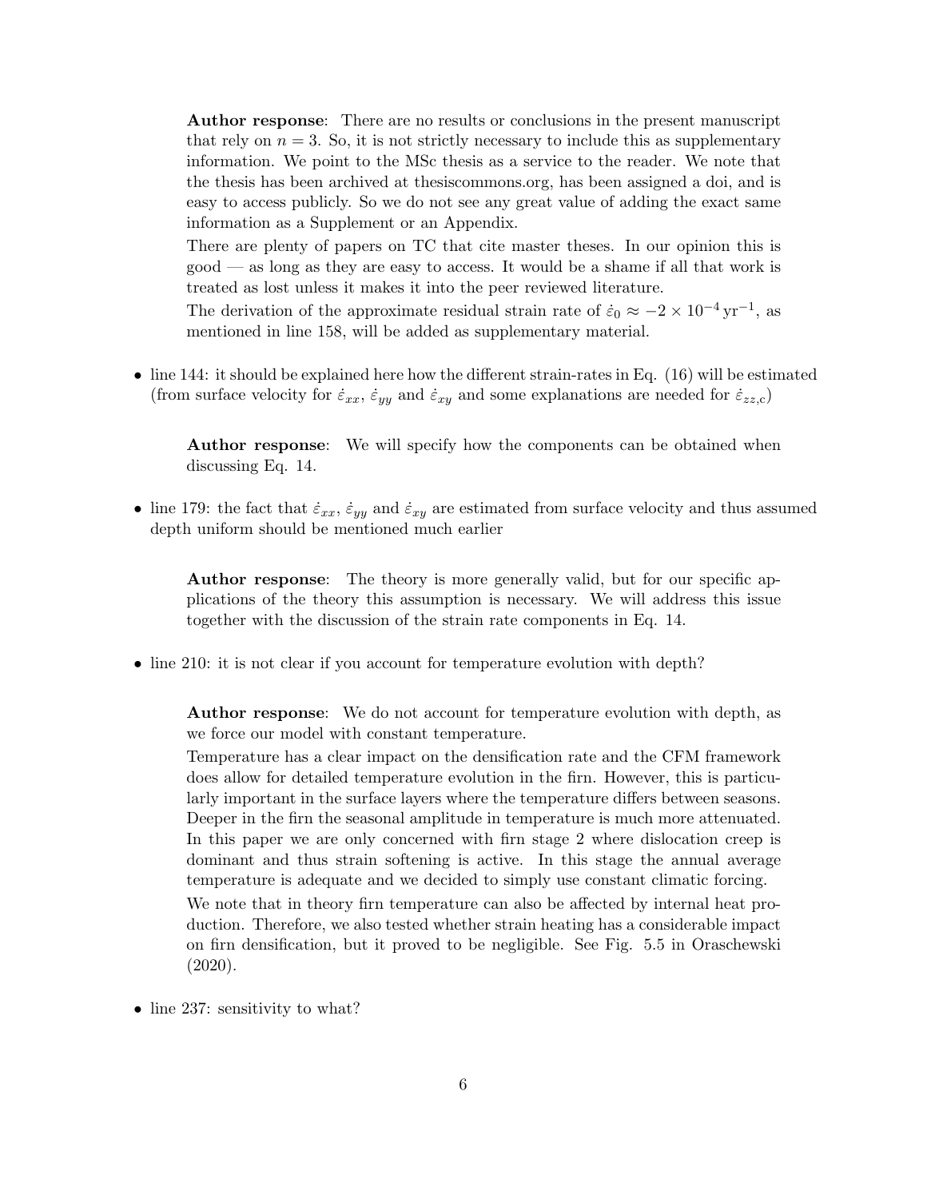**Author response**: There are no results or conclusions in the present manuscript that rely on $n = 3$. So, it is not strictly necessary to include this as supplementary information. We point to the MSc thesis as a service to the reader. We note that the thesis has been archived at thesiscommons.org, has been assigned a doi, and is easy to access publicly. So we do not see any great value of adding the exact same information as a Supplement or an Appendix.

There are plenty of papers on TC that cite master theses. In our opinion this is good — as long as they are easy to access. It would be a shame if all that work is treated as lost unless it makes it into the peer reviewed literature.

The derivation of the approximate residual strain rate of $\dot{\varepsilon}_0 \approx -2 \times 10^{-4}\,\mathrm{yr}^{-1}$, as mentioned in line 158, will be added as supplementary material.

- line 144: it should be explained here how the different strain-rates in Eq. (16) will be estimated (from surface velocity for $\dot{\varepsilon}_{xx}$, $\dot{\varepsilon}_{yy}$ and $\dot{\varepsilon}_{xy}$ and some explanations are needed for $\dot{\varepsilon}_{zz,\mathrm{c}}$)

  **Author response**: We will specify how the components can be obtained when discussing Eq. 14.

- line 179: the fact that $\dot{\varepsilon}_{xx}$, $\dot{\varepsilon}_{yy}$ and $\dot{\varepsilon}_{xy}$ are estimated from surface velocity and thus assumed depth uniform should be mentioned much earlier

  **Author response**: The theory is more generally valid, but for our specific applications of the theory this assumption is necessary. We will address this issue together with the discussion of the strain rate components in Eq. 14.

- line 210: it is not clear if you account for temperature evolution with depth?

  **Author response**: We do not account for temperature evolution with depth, as we force our model with constant temperature.

  Temperature has a clear impact on the densification rate and the CFM framework does allow for detailed temperature evolution in the firn. However, this is particularly important in the surface layers where the temperature differs between seasons. Deeper in the firn the seasonal amplitude in temperature is much more attenuated. In this paper we are only concerned with firn stage 2 where dislocation creep is dominant and thus strain softening is active. In this stage the annual average temperature is adequate and we decided to simply use constant climatic forcing.

  We note that in theory firn temperature can also be affected by internal heat production. Therefore, we also tested whether strain heating has a considerable impact on firn densification, but it proved to be negligible. See Fig. 5.5 in Oraschewski (2020).

- line 237: sensitivity to what?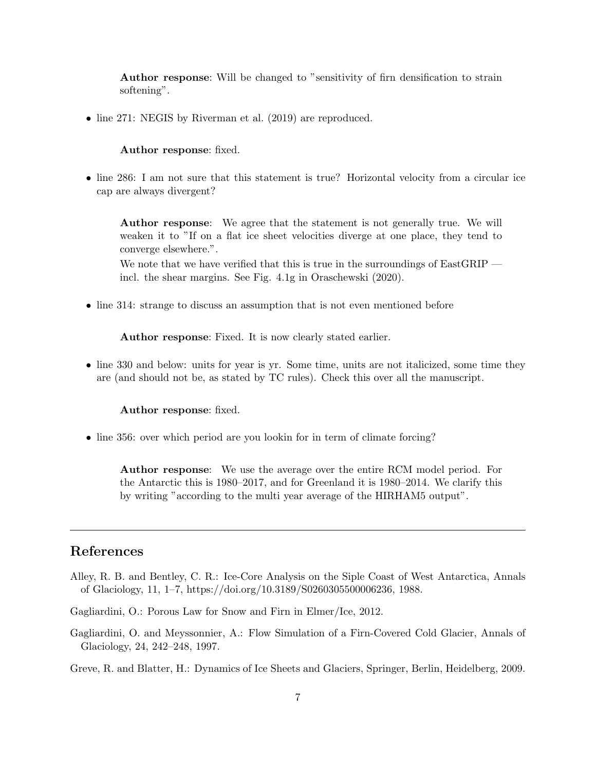**Author response**: Will be changed to "sensitivity of firn densification to strain softening".

- line 271: NEGIS by Riverman et al. (2019) are reproduced.

  **Author response**: fixed.

- line 286: I am not sure that this statement is true? Horizontal velocity from a circular ice cap are always divergent?

  **Author response**: We agree that the statement is not generally true. We will weaken it to "If on a flat ice sheet velocities diverge at one place, they tend to converge elsewhere.".

  We note that we have verified that this is true in the surroundings of EastGRIP — incl. the shear margins. See Fig. 4.1g in Oraschewski (2020).

- line 314: strange to discuss an assumption that is not even mentioned before

  **Author response**: Fixed. It is now clearly stated earlier.

- line 330 and below: units for year is yr. Some time, units are not italicized, some time they are (and should not be, as stated by TC rules). Check this over all the manuscript.

  **Author response**: fixed.

- line 356: over which period are you lookin for in term of climate forcing?

  **Author response**: We use the average over the entire RCM model period. For the Antarctic this is 1980–2017, and for Greenland it is 1980–2014. We clarify this by writing "according to the multi year average of the HIRHAM5 output".

---

## References

Alley, R. B. and Bentley, C. R.: Ice-Core Analysis on the Siple Coast of West Antarctica, Annals of Glaciology, 11, 1–7, https://doi.org/10.3189/S0260305500006236, 1988.

Gagliardini, O.: Porous Law for Snow and Firn in Elmer/Ice, 2012.

Gagliardini, O. and Meyssonnier, A.: Flow Simulation of a Firn-Covered Cold Glacier, Annals of Glaciology, 24, 242–248, 1997.

Greve, R. and Blatter, H.: Dynamics of Ice Sheets and Glaciers, Springer, Berlin, Heidelberg, 2009.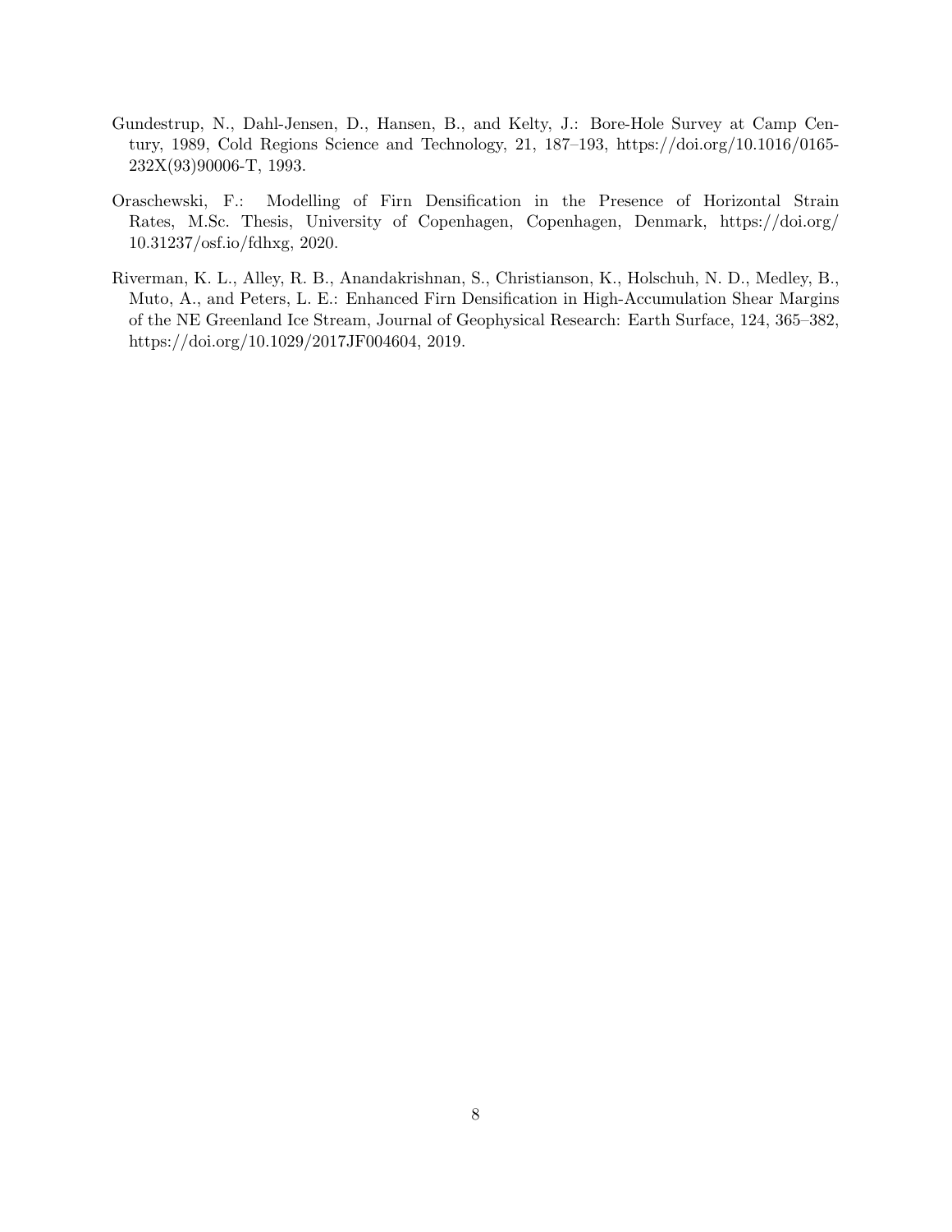Gundestrup, N., Dahl-Jensen, D., Hansen, B., and Kelty, J.: Bore-Hole Survey at Camp Century, 1989, Cold Regions Science and Technology, 21, 187–193, https://doi.org/10.1016/0165-232X(93)90006-T, 1993.

Oraschewski, F.: Modelling of Firn Densification in the Presence of Horizontal Strain Rates, M.Sc. Thesis, University of Copenhagen, Copenhagen, Denmark, https://doi.org/10.31237/osf.io/fdhxg, 2020.

Riverman, K. L., Alley, R. B., Anandakrishnan, S., Christianson, K., Holschuh, N. D., Medley, B., Muto, A., and Peters, L. E.: Enhanced Firn Densification in High-Accumulation Shear Margins of the NE Greenland Ice Stream, Journal of Geophysical Research: Earth Surface, 124, 365–382, https://doi.org/10.1029/2017JF004604, 2019.